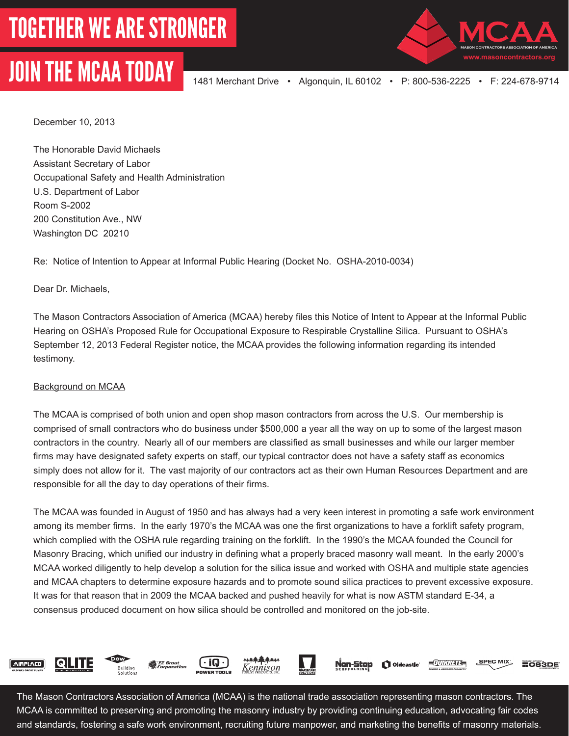# TOGETHER WE ARE STRONGER

# JOIN THE MCAA TODAY

MCAA
MASON CONTRACTORS ASSOCIATION OF AMERICA
www.masoncontractors.org

1481 Merchant Drive • Algonquin, IL 60102 • P: 800-536-2225 • F: 224-678-9714

December 10, 2013

The Honorable David Michaels
Assistant Secretary of Labor
Occupational Safety and Health Administration
U.S. Department of Labor
Room S-2002
200 Constitution Ave., NW
Washington DC 20210

Re: Notice of Intention to Appear at Informal Public Hearing (Docket No. OSHA-2010-0034)

Dear Dr. Michaels,

The Mason Contractors Association of America (MCAA) hereby files this Notice of Intent to Appear at the Informal Public Hearing on OSHA's Proposed Rule for Occupational Exposure to Respirable Crystalline Silica. Pursuant to OSHA's September 12, 2013 Federal Register notice, the MCAA provides the following information regarding its intended testimony.

<u>Background on MCAA</u>

The MCAA is comprised of both union and open shop mason contractors from across the U.S. Our membership is comprised of small contractors who do business under $500,000 a year all the way on up to some of the largest mason contractors in the country. Nearly all of our members are classified as small businesses and while our larger member firms may have designated safety experts on staff, our typical contractor does not have a safety staff as economics simply does not allow for it. The vast majority of our contractors act as their own Human Resources Department and are responsible for all the day to day operations of their firms.

The MCAA was founded in August of 1950 and has always had a very keen interest in promoting a safe work environment among its member firms. In the early 1970's the MCAA was one the first organizations to have a forklift safety program, which complied with the OSHA rule regarding training on the forklift. In the 1990's the MCAA founded the Council for Masonry Bracing, which unified our industry in defining what a properly braced masonry wall meant. In the early 2000's MCAA worked diligently to help develop a solution for the silica issue and worked with OSHA and multiple state agencies and MCAA chapters to determine exposure hazards and to promote sound silica practices to prevent excessive exposure. It was for that reason that in 2009 the MCAA backed and pushed heavily for what is now ASTM standard E-34, a consensus produced document on how silica should be controlled and monitored on the job-site.

AIRPLACO · QLITE · DOW Building Solutions · EZ Grout Corporation · iQ Power Tools · Kennison Forest Products, Inc. · Mortar Net Solutions · Non-Stop Scaffolding · Oldcastle · Quikrete · Spec Mix · OS3DE

The Mason Contractors Association of America (MCAA) is the national trade association representing mason contractors. The MCAA is committed to preserving and promoting the masonry industry by providing continuing education, advocating fair codes and standards, fostering a safe work environment, recruiting future manpower, and marketing the benefits of masonry materials.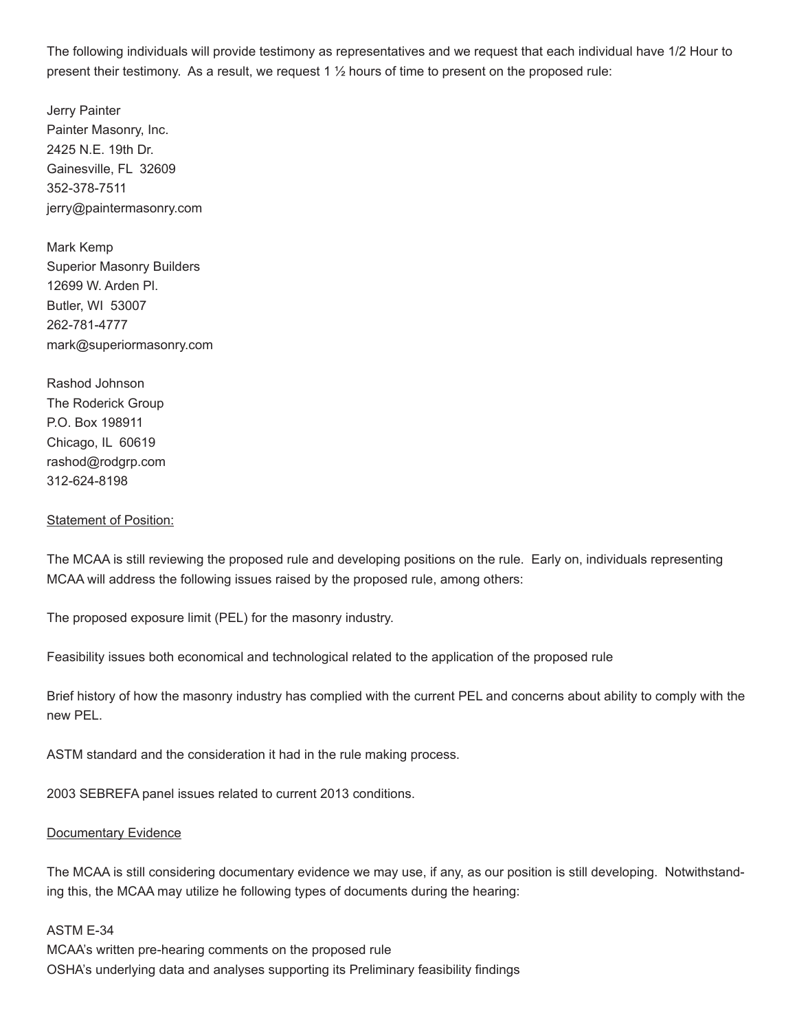The following individuals will provide testimony as representatives and we request that each individual have 1/2 Hour to present their testimony. As a result, we request 1 ½ hours of time to present on the proposed rule:

Jerry Painter
Painter Masonry, Inc.
2425 N.E. 19th Dr.
Gainesville, FL 32609
352-378-7511
jerry@paintermasonry.com

Mark Kemp
Superior Masonry Builders
12699 W. Arden Pl.
Butler, WI 53007
262-781-4777
mark@superiormasonry.com

Rashod Johnson
The Roderick Group
P.O. Box 198911
Chicago, IL 60619
rashod@rodgrp.com
312-624-8198

<u>Statement of Position:</u>

The MCAA is still reviewing the proposed rule and developing positions on the rule. Early on, individuals representing MCAA will address the following issues raised by the proposed rule, among others:

The proposed exposure limit (PEL) for the masonry industry.

Feasibility issues both economical and technological related to the application of the proposed rule

Brief history of how the masonry industry has complied with the current PEL and concerns about ability to comply with the new PEL.

ASTM standard and the consideration it had in the rule making process.

2003 SEBREFA panel issues related to current 2013 conditions.

<u>Documentary Evidence</u>

The MCAA is still considering documentary evidence we may use, if any, as our position is still developing. Notwithstanding this, the MCAA may utilize he following types of documents during the hearing:

ASTM E-34
MCAA's written pre-hearing comments on the proposed rule
OSHA's underlying data and analyses supporting its Preliminary feasibility findings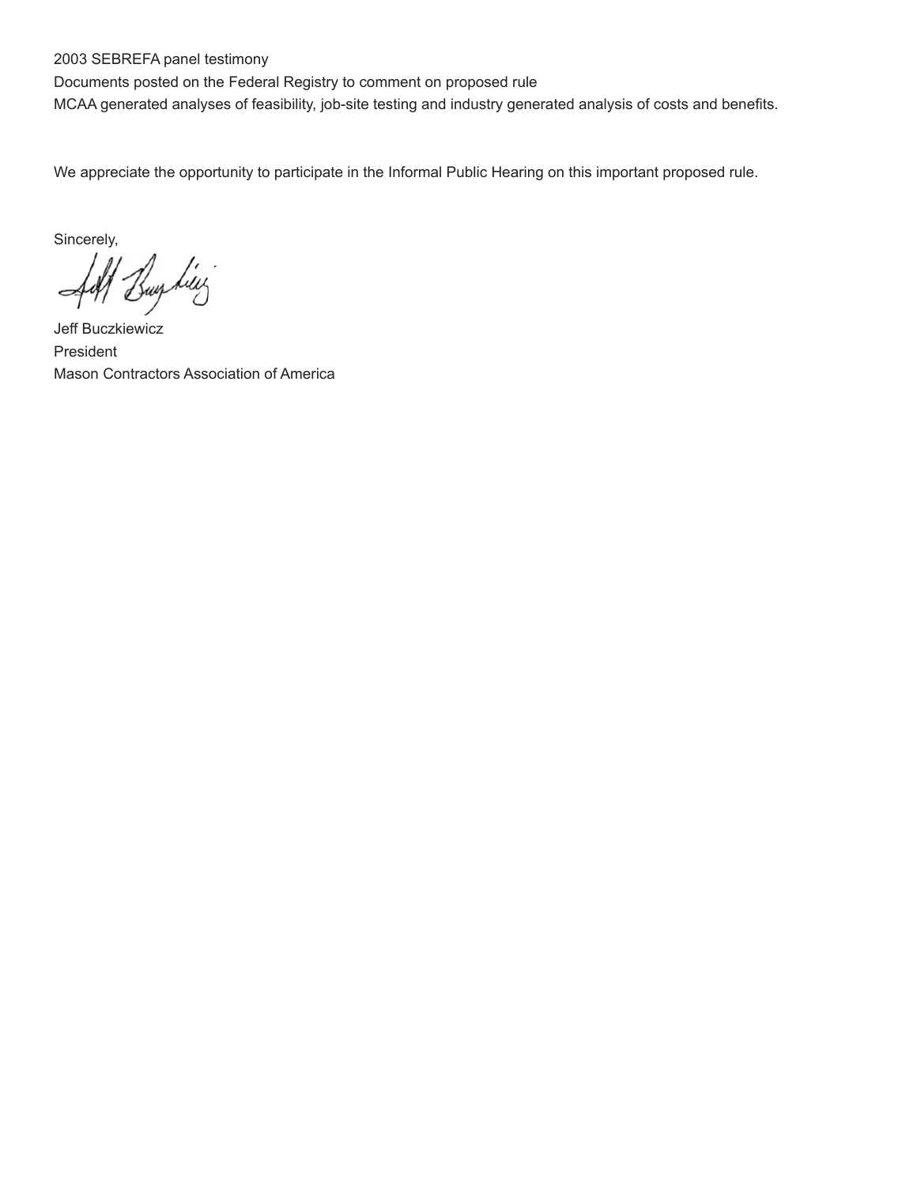2003 SEBREFA panel testimony

Documents posted on the Federal Registry to comment on proposed rule

MCAA generated analyses of feasibility, job-site testing and industry generated analysis of costs and benefits.

We appreciate the opportunity to participate in the Informal Public Hearing on this important proposed rule.

Sincerely,

Jeff Buczkiewicz
President
Mason Contractors Association of America